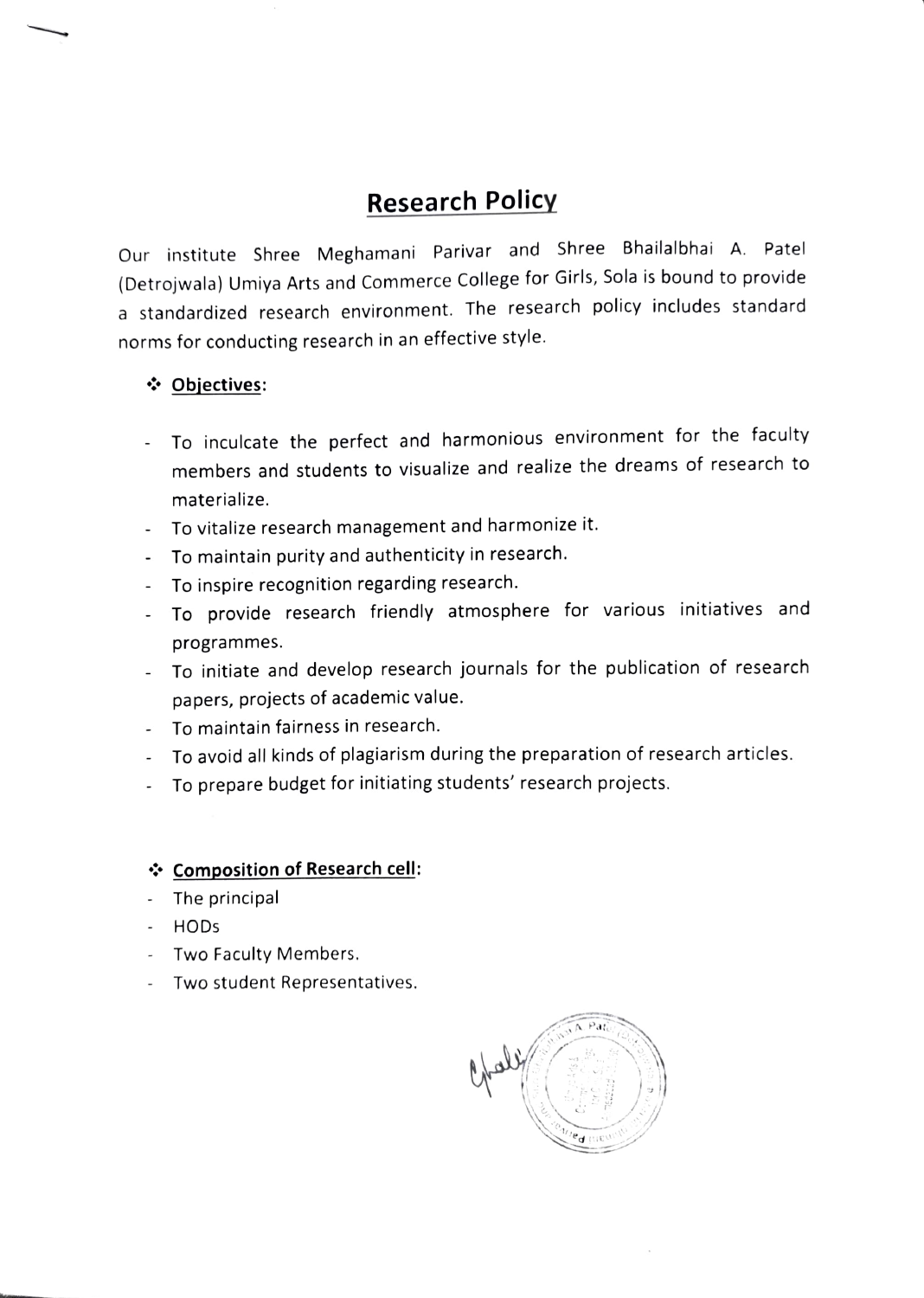# Research Policy

Our institute Shree Meghamani Parivar and Shree Bhailalbhai A. Patel (Detrojwala) Umiya Arts and Commerce College for Girls, Sola is bound to provide a standardized research environment. The research policy includes standard norms for conducting research in an effective style.

## ❖ Objectives:

- To inculcate the perfect and harmonious environment for the faculty members and students to visualize and realize the dreams of research to materialize.
- To vitalize research management and harmonize it.
- To maintain purity and authenticity in research.
- To inspire recognition regarding research.
- To provide research friendly atmosphere for various initiatives and programmes.
- To initiate and develop research journals for the publication of research papers, projects of academic value.
- To maintain fairness in research.
- To avoid all kinds of plagiarism during the preparation of research articles.
- To prepare budget for initiating students' research projects.

## ❖ Composition of Research cell:

- The principal
- HODs
- Two Faculty Members.
- Two student Representatives.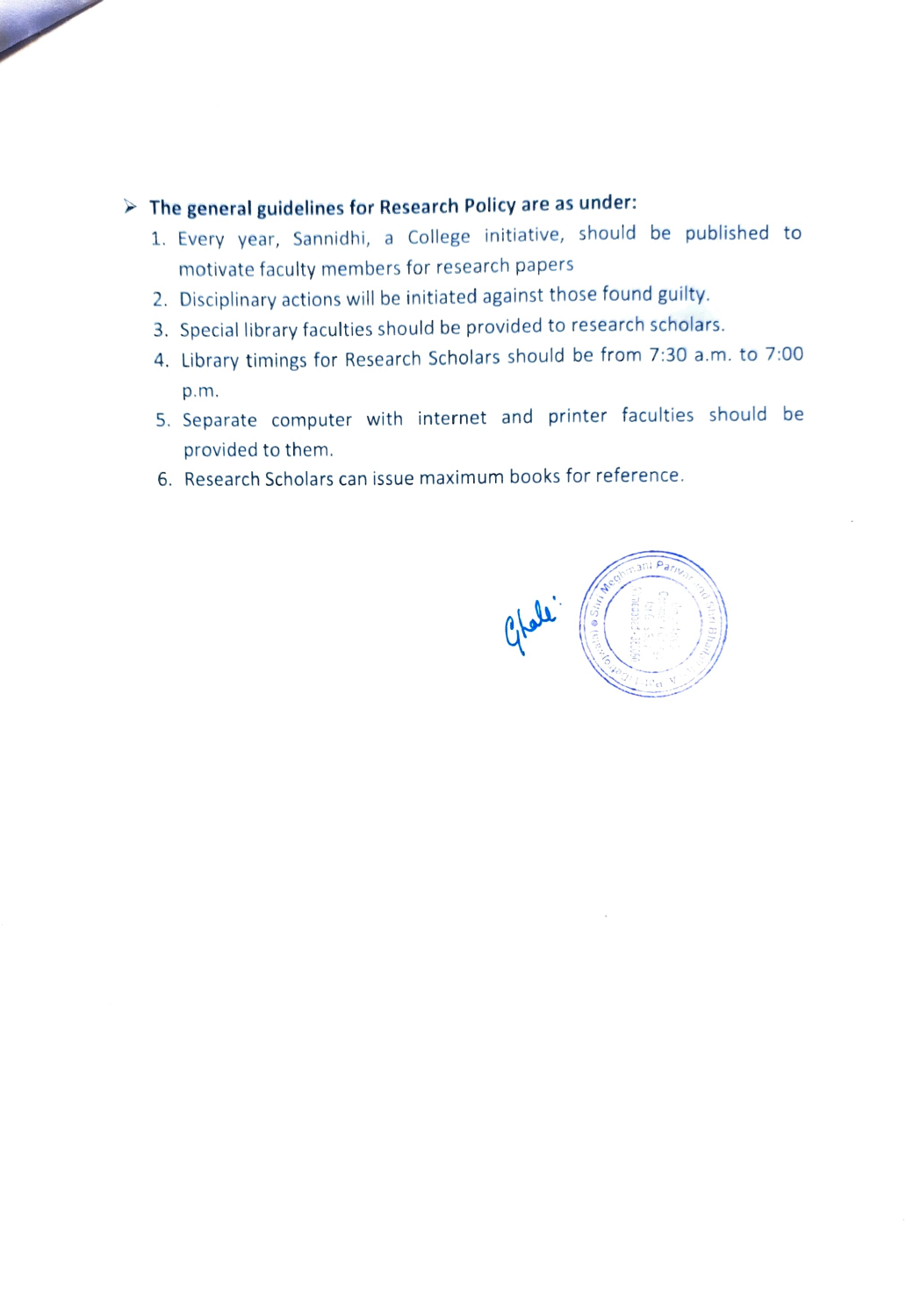➢ **The general guidelines for Research Policy are as under:**

1. Every year, Sannidhi, a College initiative, should be published to motivate faculty members for research papers
2. Disciplinary actions will be initiated against those found guilty.
3. Special library faculties should be provided to research scholars.
4. Library timings for Research Scholars should be from 7:30 a.m. to 7:00 p.m.
5. Separate computer with internet and printer faculties should be provided to them.
6. Research Scholars can issue maximum books for reference.